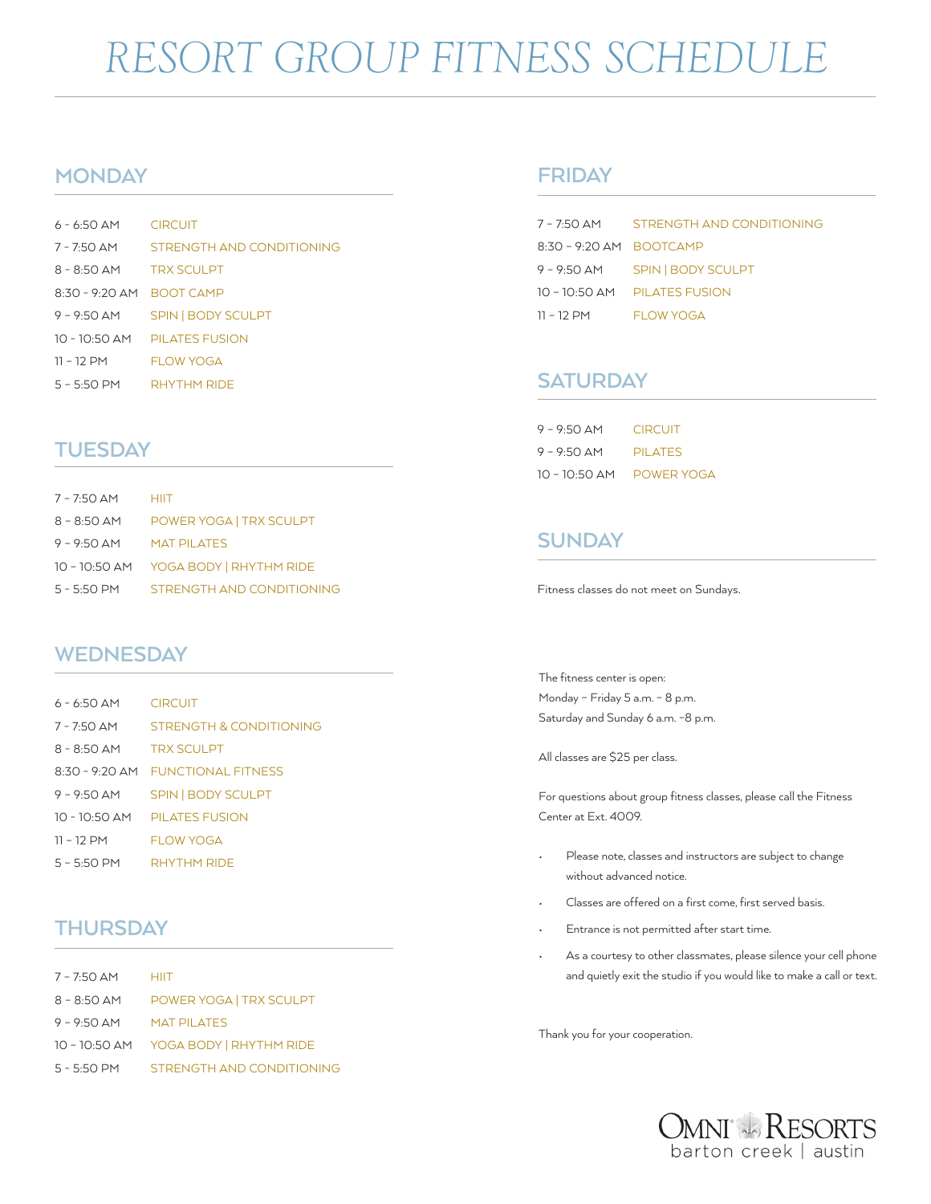# RESORT GROUP FITNESS SCHEDULE

## MONDAY

| | |
|---|---|
| 6 - 6:50 AM | CIRCUIT |
| 7 - 7:50 AM | STRENGTH AND CONDITIONING |
| 8 - 8:50 AM | TRX SCULPT |
| 8:30 - 9:20 AM | BOOT CAMP |
| 9 - 9:50 AM | SPIN \| BODY SCULPT |
| 10 - 10:50 AM | PILATES FUSION |
| 11 - 12 PM | FLOW YOGA |
| 5 - 5:50 PM | RHYTHM RIDE |

## TUESDAY

| | |
|---|---|
| 7 – 7:50 AM | HIIT |
| 8 – 8:50 AM | POWER YOGA \| TRX SCULPT |
| 9 – 9:50 AM | MAT PILATES |
| 10 – 10:50 AM | YOGA BODY \| RHYTHM RIDE |
| 5 - 5:50 PM | STRENGTH AND CONDITIONING |

## WEDNESDAY

| | |
|---|---|
| 6 - 6:50 AM | CIRCUIT |
| 7 - 7:50 AM | STRENGTH & CONDITIONING |
| 8 - 8:50 AM | TRX SCULPT |
| 8:30 - 9:20 AM | FUNCTIONAL FITNESS |
| 9 - 9:50 AM | SPIN \| BODY SCULPT |
| 10 - 10:50 AM | PILATES FUSION |
| 11 – 12 PM | FLOW YOGA |
| 5 - 5:50 PM | RHYTHM RIDE |

## THURSDAY

| | |
|---|---|
| 7 – 7:50 AM | HIIT |
| 8 – 8:50 AM | POWER YOGA \| TRX SCULPT |
| 9 – 9:50 AM | MAT PILATES |
| 10 – 10:50 AM | YOGA BODY \| RHYTHM RIDE |
| 5 - 5:50 PM | STRENGTH AND CONDITIONING |

## FRIDAY

| | |
|---|---|
| 7 – 7:50 AM | STRENGTH AND CONDITIONING |
| 8:30 – 9:20 AM | BOOTCAMP |
| 9 – 9:50 AM | SPIN \| BODY SCULPT |
| 10 – 10:50 AM | PILATES FUSION |
| 11 – 12 PM | FLOW YOGA |

## SATURDAY

| | |
|---|---|
| 9 – 9:50 AM | CIRCUIT |
| 9 – 9:50 AM | PILATES |
| 10 – 10:50 AM | POWER YOGA |

## SUNDAY

Fitness classes do not meet on Sundays.

The fitness center is open:
Monday – Friday 5 a.m. – 8 p.m.
Saturday and Sunday 6 a.m. –8 p.m.

All classes are $25 per class.

For questions about group fitness classes, please call the Fitness Center at Ext. 4009.

- Please note, classes and instructors are subject to change without advanced notice.
- Classes are offered on a first come, first served basis.
- Entrance is not permitted after start time.
- As a courtesy to other classmates, please silence your cell phone and quietly exit the studio if you would like to make a call or text.

Thank you for your cooperation.

OMNI RESORTS
barton creek | austin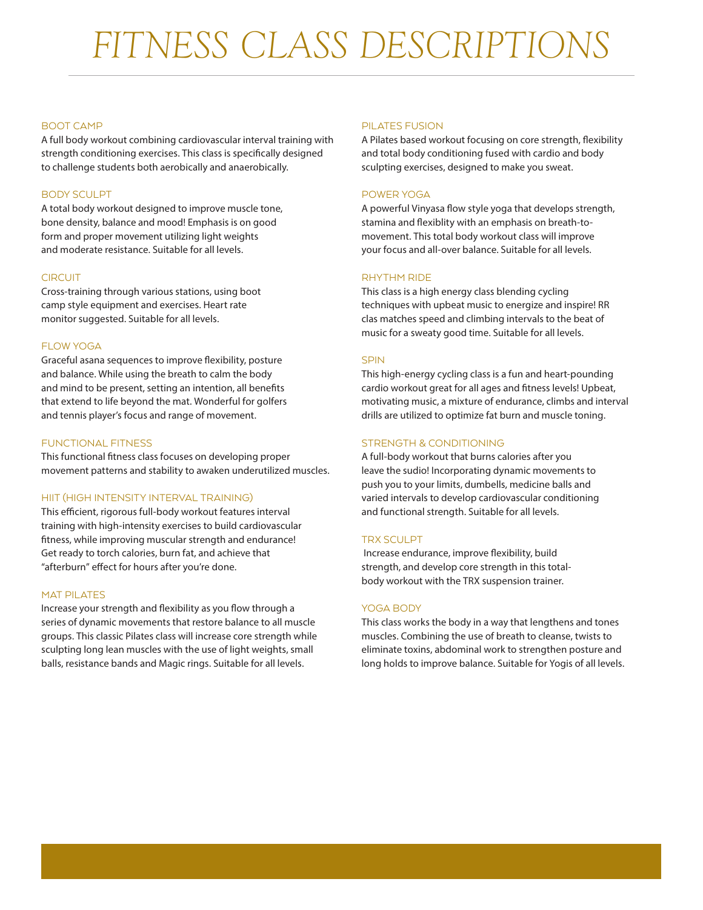# FITNESS CLASS DESCRIPTIONS

### BOOT CAMP

A full body workout combining cardiovascular interval training with strength conditioning exercises. This class is specifically designed to challenge students both aerobically and anaerobically.

### BODY SCULPT

A total body workout designed to improve muscle tone, bone density, balance and mood! Emphasis is on good form and proper movement utilizing light weights and moderate resistance. Suitable for all levels.

### CIRCUIT

Cross-training through various stations, using boot camp style equipment and exercises. Heart rate monitor suggested. Suitable for all levels.

### FLOW YOGA

Graceful asana sequences to improve flexibility, posture and balance. While using the breath to calm the body and mind to be present, setting an intention, all benefits that extend to life beyond the mat. Wonderful for golfers and tennis player's focus and range of movement.

### FUNCTIONAL FITNESS

This functional fitness class focuses on developing proper movement patterns and stability to awaken underutilized muscles.

### HIIT (HIGH INTENSITY INTERVAL TRAINING)

This efficient, rigorous full-body workout features interval training with high-intensity exercises to build cardiovascular fitness, while improving muscular strength and endurance! Get ready to torch calories, burn fat, and achieve that "afterburn" effect for hours after you're done.

### MAT PILATES

Increase your strength and flexibility as you flow through a series of dynamic movements that restore balance to all muscle groups. This classic Pilates class will increase core strength while sculpting long lean muscles with the use of light weights, small balls, resistance bands and Magic rings. Suitable for all levels.

### PILATES FUSION

A Pilates based workout focusing on core strength, flexibility and total body conditioning fused with cardio and body sculpting exercises, designed to make you sweat.

### POWER YOGA

A powerful Vinyasa flow style yoga that develops strength, stamina and flexiblity with an emphasis on breath-to-movement. This total body workout class will improve your focus and all-over balance. Suitable for all levels.

### RHYTHM RIDE

This class is a high energy class blending cycling techniques with upbeat music to energize and inspire! RR clas matches speed and climbing intervals to the beat of music for a sweaty good time. Suitable for all levels.

### SPIN

This high-energy cycling class is a fun and heart-pounding cardio workout great for all ages and fitness levels! Upbeat, motivating music, a mixture of endurance, climbs and interval drills are utilized to optimize fat burn and muscle toning.

### STRENGTH & CONDITIONING

A full-body workout that burns calories after you leave the sudio! Incorporating dynamic movements to push you to your limits, dumbells, medicine balls and varied intervals to develop cardiovascular conditioning and functional strength. Suitable for all levels.

### TRX SCULPT

Increase endurance, improve flexibility, build strength, and develop core strength in this total-body workout with the TRX suspension trainer.

### YOGA BODY

This class works the body in a way that lengthens and tones muscles. Combining the use of breath to cleanse, twists to eliminate toxins, abdominal work to strengthen posture and long holds to improve balance. Suitable for Yogis of all levels.